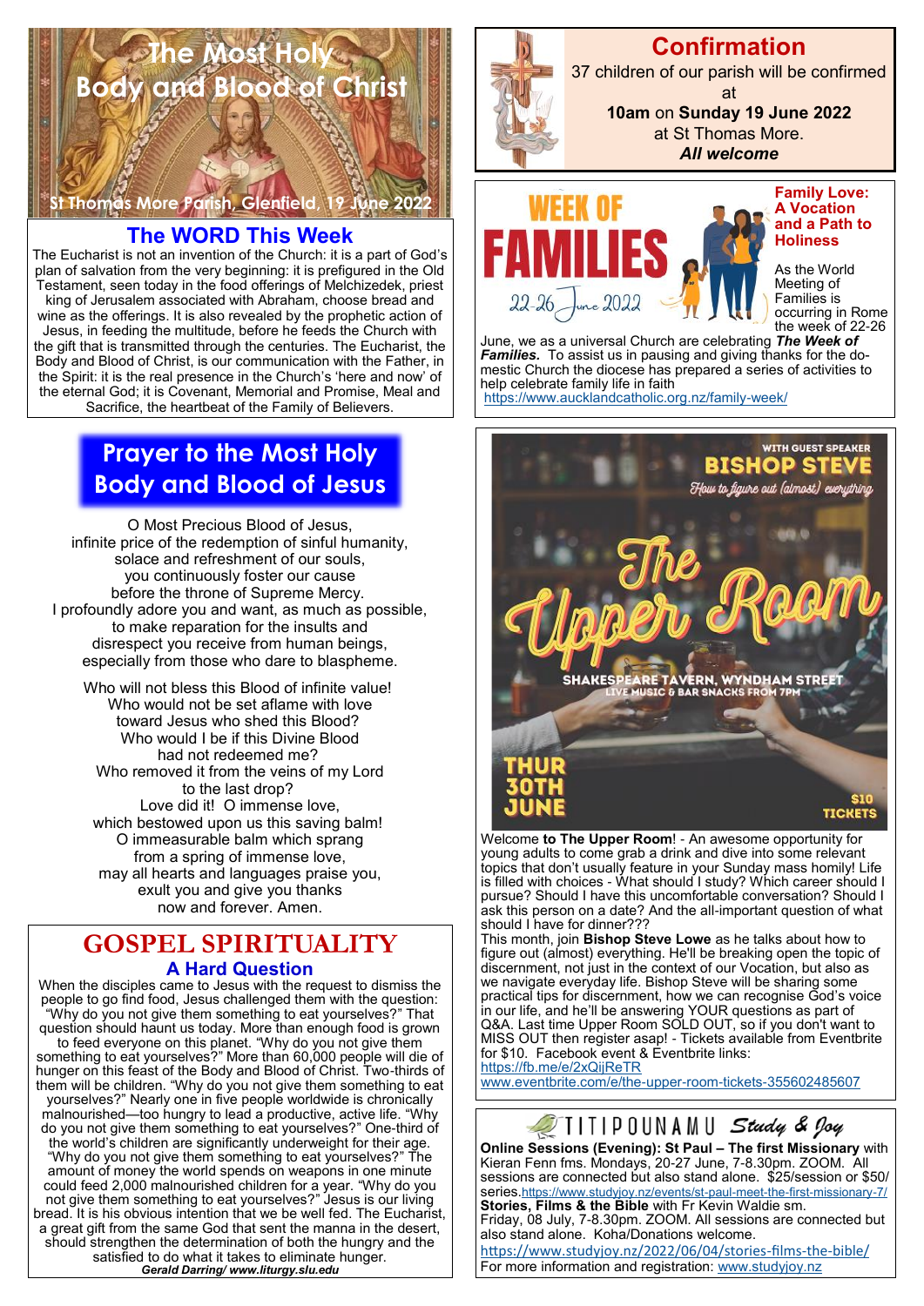# The Most Holy Body and Blood of Christ

St Thomas More Parish, Glenfield, 19 June 2022

## The WORD This Week

The Eucharist is not an invention of the Church: it is a part of God's plan of salvation from the very beginning: it is prefigured in the Old Testament, seen today in the food offerings of Melchizedek, priest king of Jerusalem associated with Abraham, choose bread and wine as the offerings. It is also revealed by the prophetic action of Jesus, in feeding the multitude, before he feeds the Church with the gift that is transmitted through the centuries. The Eucharist, the Body and Blood of Christ, is our communication with the Father, in the Spirit: it is the real presence in the Church's 'here and now' of the eternal God; it is Covenant, Memorial and Promise, Meal and Sacrifice, the heartbeat of the Family of Believers.

## Prayer to the Most Holy Body and Blood of Jesus

O Most Precious Blood of Jesus,
infinite price of the redemption of sinful humanity,
solace and refreshment of our souls,
you continuously foster our cause
before the throne of Supreme Mercy.
I profoundly adore you and want, as much as possible,
to make reparation for the insults and
disrespect you receive from human beings,
especially from those who dare to blaspheme.

Who will not bless this Blood of infinite value!
Who would not be set aflame with love
toward Jesus who shed this Blood?
Who would I be if this Divine Blood
had not redeemed me?
Who removed it from the veins of my Lord
to the last drop?
Love did it! O immense love,
which bestowed upon us this saving balm!
O immeasurable balm which sprang
from a spring of immense love,
may all hearts and languages praise you,
exult you and give you thanks
now and forever. Amen.

## GOSPEL SPIRITUALITY

### A Hard Question

When the disciples came to Jesus with the request to dismiss the people to go find food, Jesus challenged them with the question: "Why do you not give them something to eat yourselves?" That question should haunt us today. More than enough food is grown to feed everyone on this planet. "Why do you not give them something to eat yourselves?" More than 60,000 people will die of hunger on this feast of the Body and Blood of Christ. Two-thirds of them will be children. "Why do you not give them something to eat yourselves?" Nearly one in five people worldwide is chronically malnourished—too hungry to lead a productive, active life. "Why do you not give them something to eat yourselves?" One-third of the world's children are significantly underweight for their age. "Why do you not give them something to eat yourselves?" The amount of money the world spends on weapons in one minute could feed 2,000 malnourished children for a year. "Why do you not give them something to eat yourselves?" Jesus is our living bread. It is his obvious intention that we be well fed. The Eucharist, a great gift from the same God that sent the manna in the desert, should strengthen the determination of both the hungry and the satisfied to do what it takes to eliminate hunger.

***Gerald Darring/ www.liturgy.slu.edu***

## Confirmation

37 children of our parish will be confirmed at **10am** on **Sunday 19 June 2022** at St Thomas More.

***All welcome***

## WEEK OF FAMILIES

22-26 June 2022

**Family Love: A Vocation and a Path to Holiness**

As the World Meeting of Families is occurring in Rome the week of 22-26 June, we as a universal Church are celebrating ***The Week of Families.*** To assist us in pausing and giving thanks for the domestic Church the diocese has prepared a series of activities to help celebrate family life in faith
https://www.aucklandcatholic.org.nz/family-week/

## The Upper Room

WITH GUEST SPEAKER **BISHOP STEVE**
*How to figure out (almost) everything*

SHAKESPEARE TAVERN, WYNDHAM STREET
LIVE MUSIC & BAR SNACKS FROM 7PM
THUR 30TH JUNE — $10 TICKETS

Welcome **to The Upper Room**! - An awesome opportunity for young adults to come grab a drink and dive into some relevant topics that don't usually feature in your Sunday mass homily! Life is filled with choices - What should I study? Which career should I pursue? Should I have this uncomfortable conversation? Should I ask this person on a date? And the all-important question of what should I have for dinner???

This month, join **Bishop Steve Lowe** as he talks about how to figure out (almost) everything. He'll be breaking open the topic of discernment, not just in the context of our Vocation, but also as we navigate everyday life. Bishop Steve will be sharing some practical tips for discernment, how we can recognise God's voice in our life, and he'll be answering YOUR questions as part of Q&A. Last time Upper Room SOLD OUT, so if you don't want to MISS OUT then register asap! - Tickets available from Eventbrite for $10. Facebook event & Eventbrite links:
https://fb.me/e/2xQijReTR
www.eventbrite.com/e/the-upper-room-tickets-355602485607

## TITIPOUNAMU *Study & Joy*

**Online Sessions (Evening): St Paul – The first Missionary** with Kieran Fenn fms. Mondays, 20-27 June, 7-8.30pm. ZOOM. All sessions are connected but also stand alone. $25/session or $50/ series. https://www.studyjoy.nz/events/st-paul-meet-the-first-missionary-7/

**Stories, Films & the Bible** with Fr Kevin Waldie sm.
Friday, 08 July, 7-8.30pm. ZOOM. All sessions are connected but also stand alone. Koha/Donations welcome.
https://www.studyjoy.nz/2022/06/04/stories-films-the-bible/

For more information and registration: www.studyjoy.nz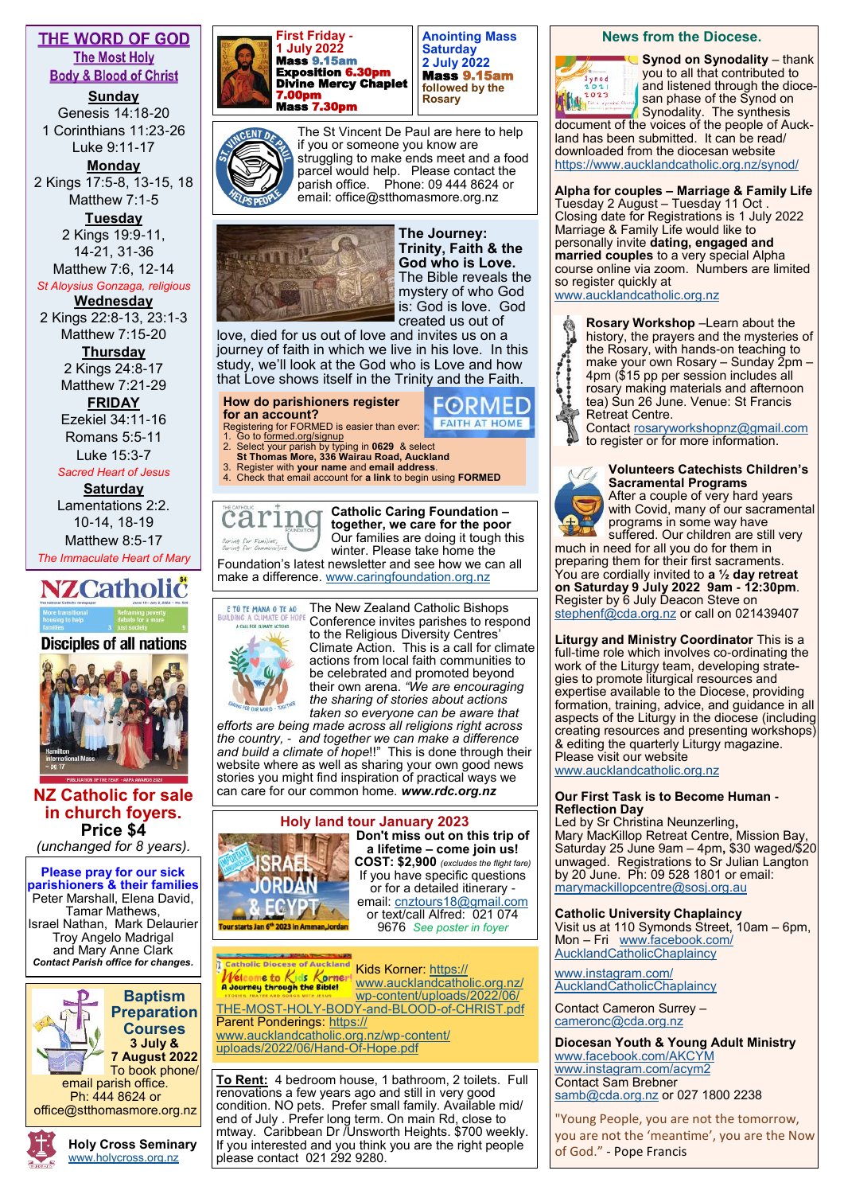# THE WORD OF GOD

## The Most Holy Body & Blood of Christ

**Sunday**
Genesis 14:18-20
1 Corinthians 11:23-26
Luke 9:11-17

**Monday**
2 Kings 17:5-8, 13-15, 18
Matthew 7:1-5

**Tuesday**
2 Kings 19:9-11, 14-21, 31-36
Matthew 7:6, 12-14
*St Aloysius Gonzaga, religious*

**Wednesday**
2 Kings 22:8-13, 23:1-3
Matthew 7:15-20

**Thursday**
2 Kings 24:8-17
Matthew 7:21-29

**FRIDAY**
Ezekiel 34:11-16
Romans 5:5-11
Luke 15:3-7
*Sacred Heart of Jesus*

**Saturday**
Lamentations 2:2. 10-14, 18-19
Matthew 8:5-17
*The Immaculate Heart of Mary*

NZCatholic

Disciples of all nations

**NZ Catholic for sale in church foyers. Price $4**
*(unchanged for 8 years).*

**Please pray for our sick parishioners & their families**
Peter Marshall, Elena David, Tamar Mathews, Israel Nathan, Mark Delaurier
Troy Angelo Madrigal and Mary Anne Clark
***Contact Parish office for changes.***

**Baptism Preparation Courses**
**3 July & 7 August 2022**
To book phone/email parish office.
Ph: 444 8624 or office@stthomasmore.org.nz

**Holy Cross Seminary**
www.holycross.org.nz

**First Friday - 1 July 2022**
**Mass 9.15am**
**Exposition 6.30pm**
**Divine Mercy Chaplet 7.00pm**
**Mass 7.30pm**

**Anointing Mass Saturday 2 July 2022**
**Mass 9.15am followed by the Rosary**

The St Vincent De Paul are here to help if you or someone you know are struggling to make ends meet and a food parcel would help. Please contact the parish office. Phone: 09 444 8624 or email: office@stthomasmore.org.nz

**The Journey: Trinity, Faith & the God who is Love.** The Bible reveals the mystery of who God is: God is love. God created us out of love, died for us out of love and invites us on a journey of faith in which we live in his love. In this study, we'll look at the God who is Love and how that Love shows itself in the Trinity and the Faith.

**How do parishioners register for an account?**
Registering for FORMED is easier than ever:
1. Go to formed.org/signup
2. Select your parish by typing in **0629** & select **St Thomas More, 336 Wairau Road, Auckland**
3. Register with **your name** and **email address**.
4. Check that email account for **a link** to begin using **FORMED**

**Catholic Caring Foundation – together, we care for the poor** Our families are doing it tough this winter. Please take home the Foundation's latest newsletter and see how we can all make a difference. www.caringfoundation.org.nz

The New Zealand Catholic Bishops Conference invites parishes to respond to the Religious Diversity Centres' Climate Action. This is a call for climate actions from local faith communities to be celebrated and promoted beyond their own arena. *"We are encouraging the sharing of stories about actions taken so everyone can be aware that efforts are being made across all religions right across the country, - and together we can make a difference and build a climate of hope!!"* This is done through their website where as well as sharing your own good news stories you might find inspiration of practical ways we can care for our common home. ***www.rdc.org.nz***

**Holy land tour January 2023**
**Don't miss out on this trip of a lifetime – come join us!**
**COST: $2,900** *(excludes the flight fare)*
If you have specific questions or for a detailed itinerary - email: cnztours18@gmail.com or text/call Alfred: 021 074 9676 *See poster in foyer*

Kids Korner: https://www.aucklandcatholic.org.nz/wp-content/uploads/2022/06/THE-MOST-HOLY-BODY-and-BLOOD-of-CHRIST.pdf
Parent Ponderings: https://www.aucklandcatholic.org.nz/wp-content/uploads/2022/06/Hand-Of-Hope.pdf

**To Rent:** 4 bedroom house, 1 bathroom, 2 toilets. Full renovations a few years ago and still in very good condition. NO pets. Prefer small family. Available mid/end of July . Prefer long term. On main Rd, close to mtway. Caribbean Dr /Unsworth Heights. $700 weekly. If you interested and you think you are the right people please contact 021 292 9280.

## News from the Diocese.

**Synod on Synodality** – thank you to all that contributed to and listened through the diocesan phase of the Synod on Synodality. The synthesis document of the voices of the people of Auckland has been submitted. It can be read/downloaded from the diocesan website https://www.aucklandcatholic.org.nz/synod/

**Alpha for couples – Marriage & Family Life** Tuesday 2 August – Tuesday 11 Oct . Closing date for Registrations is 1 July 2022 Marriage & Family Life would like to personally invite **dating, engaged and married couples** to a very special Alpha course online via zoom. Numbers are limited so register quickly at www.aucklandcatholic.org.nz

**Rosary Workshop** –Learn about the history, the prayers and the mysteries of the Rosary, with hands-on teaching to make your own Rosary – Sunday 2pm – 4pm ($15 pp per session includes all rosary making materials and afternoon tea) Sun 26 June. Venue: St Francis Retreat Centre.
Contact rosaryworkshopnz@gmail.com to register or for more information.

**Volunteers Catechists Children's Sacramental Programs**
After a couple of very hard years with Covid, many of our sacramental programs in some way have suffered. Our children are still very much in need for all you do for them in preparing them for their first sacraments. You are cordially invited to **a ½ day retreat on Saturday 9 July 2022 9am - 12:30pm**. Register by 6 July Deacon Steve on stephenf@cda.org.nz or call on 021439407

**Liturgy and Ministry Coordinator** This is a full-time role which involves co-ordinating the work of the Liturgy team, developing strategies to promote liturgical resources and expertise available to the Diocese, providing formation, training, advice, and guidance in all aspects of the Liturgy in the diocese (including creating resources and presenting workshops) & editing the quarterly Liturgy magazine. Please visit our website www.aucklandcatholic.org.nz

**Our First Task is to Become Human - Reflection Day**
Led by Sr Christina Neunzerling**,** Mary MacKillop Retreat Centre, Mission Bay, Saturday 25 June 9am – 4pm, $30 waged/$20 unwaged. Registrations to Sr Julian Langton by 20 June. Ph: 09 528 1801 or email: marymackillopcentre@sosj.org.au

**Catholic University Chaplaincy**
Visit us at 110 Symonds Street, 10am – 6pm, Mon – Fri www.facebook.com/AucklandCatholicChaplaincy
www.instagram.com/AucklandCatholicChaplaincy
Contact Cameron Surrey – cameronc@cda.org.nz

**Diocesan Youth & Young Adult Ministry**
www.facebook.com/AKCYM
www.instagram.com/acym2
Contact Sam Brebner
samb@cda.org.nz or 027 1800 2238

"Young People, you are not the tomorrow, you are not the 'meantime', you are the Now of God." - Pope Francis